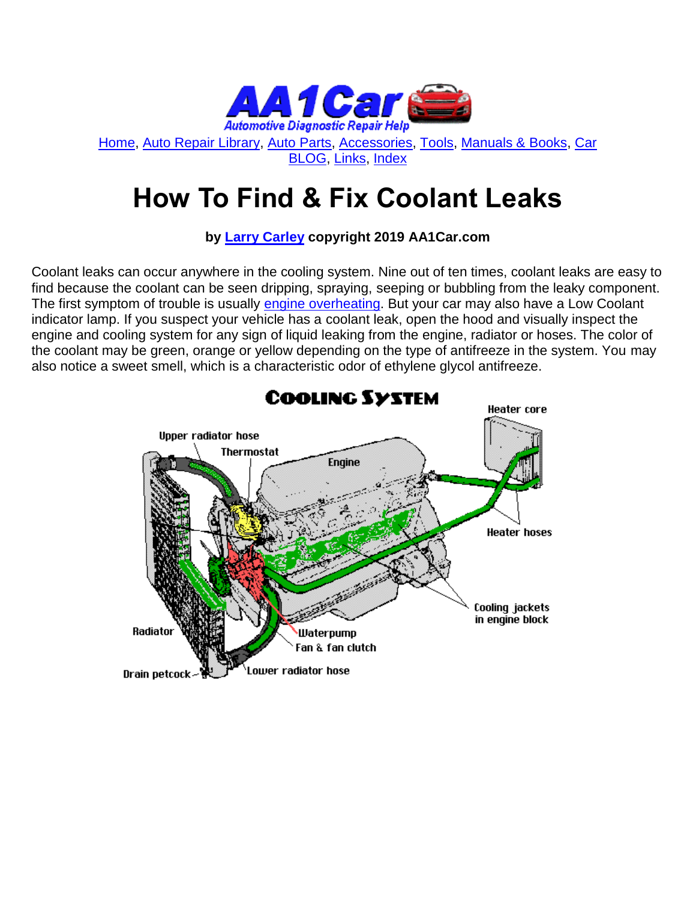Home, Auto Repair Library, Auto Parts, Accessories, Tools, Manuals & Books, Car BLOG, Links, Index

# How To Find & Fix Coolant Leaks

**by Larry Carley copyright 2019 AA1Car.com**

Coolant leaks can occur anywhere in the cooling system. Nine out of ten times, coolant leaks are easy to find because the coolant can be seen dripping, spraying, seeping or bubbling from the leaky component. The first symptom of trouble is usually engine overheating. But your car may also have a Low Coolant indicator lamp. If you suspect your vehicle has a coolant leak, open the hood and visually inspect the engine and cooling system for any sign of liquid leaking from the engine, radiator or hoses. The color of the coolant may be green, orange or yellow depending on the type of antifreeze in the system. You may also notice a sweet smell, which is a characteristic odor of ethylene glycol antifreeze.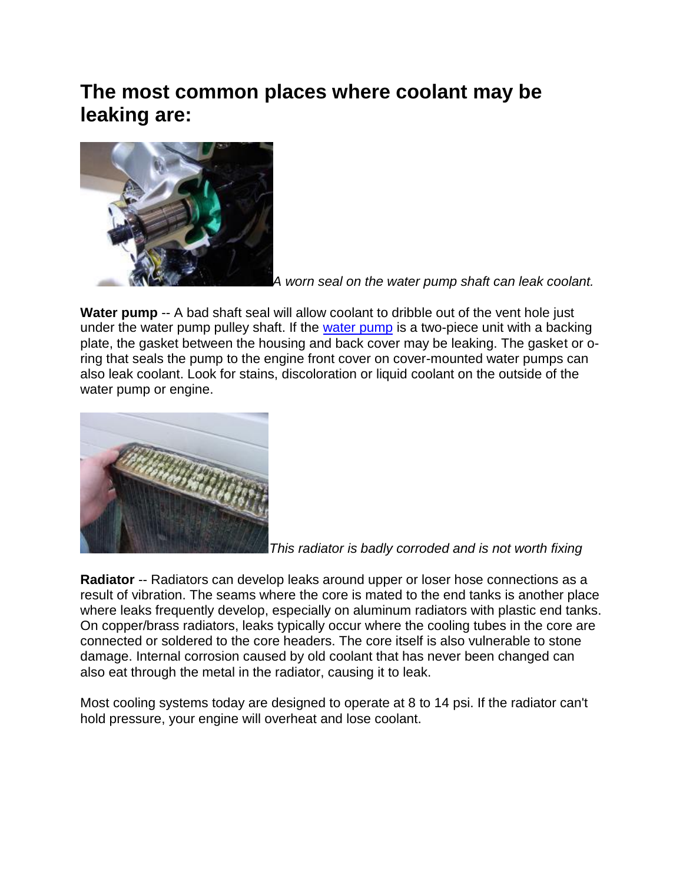## The most common places where coolant may be leaking are:

*A worn seal on the water pump shaft can leak coolant.*

**Water pump** -- A bad shaft seal will allow coolant to dribble out of the vent hole just under the water pump pulley shaft. If the water pump is a two-piece unit with a backing plate, the gasket between the housing and back cover may be leaking. The gasket or o-ring that seals the pump to the engine front cover on cover-mounted water pumps can also leak coolant. Look for stains, discoloration or liquid coolant on the outside of the water pump or engine.

*This radiator is badly corroded and is not worth fixing*

**Radiator** -- Radiators can develop leaks around upper or loser hose connections as a result of vibration. The seams where the core is mated to the end tanks is another place where leaks frequently develop, especially on aluminum radiators with plastic end tanks. On copper/brass radiators, leaks typically occur where the cooling tubes in the core are connected or soldered to the core headers. The core itself is also vulnerable to stone damage. Internal corrosion caused by old coolant that has never been changed can also eat through the metal in the radiator, causing it to leak.

Most cooling systems today are designed to operate at 8 to 14 psi. If the radiator can't hold pressure, your engine will overheat and lose coolant.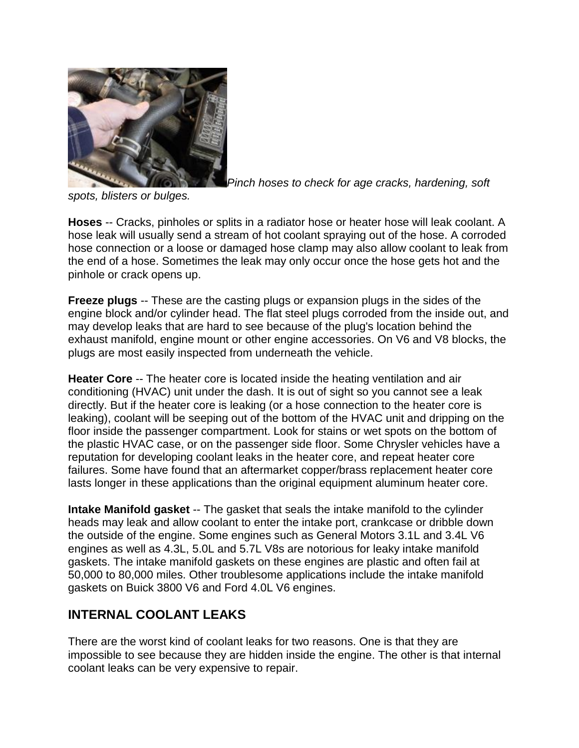*Pinch hoses to check for age cracks, hardening, soft spots, blisters or bulges.*

**Hoses** -- Cracks, pinholes or splits in a radiator hose or heater hose will leak coolant. A hose leak will usually send a stream of hot coolant spraying out of the hose. A corroded hose connection or a loose or damaged hose clamp may also allow coolant to leak from the end of a hose. Sometimes the leak may only occur once the hose gets hot and the pinhole or crack opens up.

**Freeze plugs** -- These are the casting plugs or expansion plugs in the sides of the engine block and/or cylinder head. The flat steel plugs corroded from the inside out, and may develop leaks that are hard to see because of the plug's location behind the exhaust manifold, engine mount or other engine accessories. On V6 and V8 blocks, the plugs are most easily inspected from underneath the vehicle.

**Heater Core** -- The heater core is located inside the heating ventilation and air conditioning (HVAC) unit under the dash. It is out of sight so you cannot see a leak directly. But if the heater core is leaking (or a hose connection to the heater core is leaking), coolant will be seeping out of the bottom of the HVAC unit and dripping on the floor inside the passenger compartment. Look for stains or wet spots on the bottom of the plastic HVAC case, or on the passenger side floor. Some Chrysler vehicles have a reputation for developing coolant leaks in the heater core, and repeat heater core failures. Some have found that an aftermarket copper/brass replacement heater core lasts longer in these applications than the original equipment aluminum heater core.

**Intake Manifold gasket** -- The gasket that seals the intake manifold to the cylinder heads may leak and allow coolant to enter the intake port, crankcase or dribble down the outside of the engine. Some engines such as General Motors 3.1L and 3.4L V6 engines as well as 4.3L, 5.0L and 5.7L V8s are notorious for leaky intake manifold gaskets. The intake manifold gaskets on these engines are plastic and often fail at 50,000 to 80,000 miles. Other troublesome applications include the intake manifold gaskets on Buick 3800 V6 and Ford 4.0L V6 engines.

## INTERNAL COOLANT LEAKS

There are the worst kind of coolant leaks for two reasons. One is that they are impossible to see because they are hidden inside the engine. The other is that internal coolant leaks can be very expensive to repair.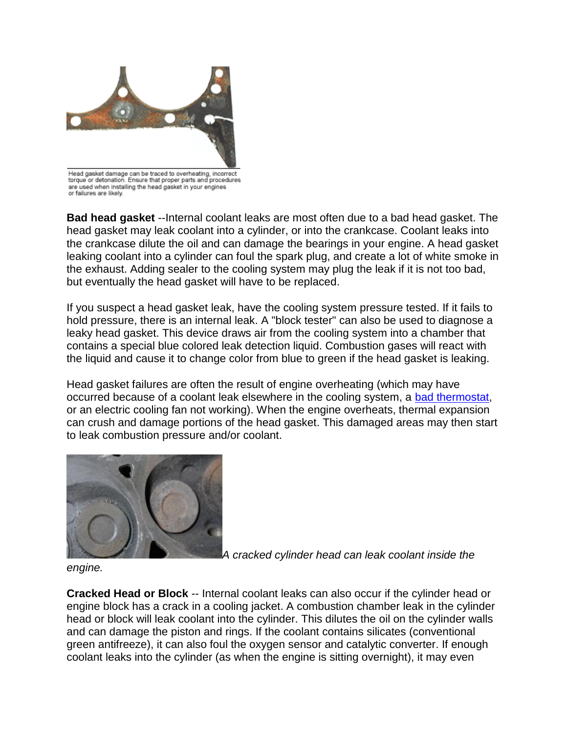Head gasket damage can be traced to overheating, incorrect torque or detonation. Ensure that proper parts and procedures are used when installing the head gasket in your engines or failures are likely.

**Bad head gasket** --Internal coolant leaks are most often due to a bad head gasket. The head gasket may leak coolant into a cylinder, or into the crankcase. Coolant leaks into the crankcase dilute the oil and can damage the bearings in your engine. A head gasket leaking coolant into a cylinder can foul the spark plug, and create a lot of white smoke in the exhaust. Adding sealer to the cooling system may plug the leak if it is not too bad, but eventually the head gasket will have to be replaced.

If you suspect a head gasket leak, have the cooling system pressure tested. If it fails to hold pressure, there is an internal leak. A "block tester" can also be used to diagnose a leaky head gasket. This device draws air from the cooling system into a chamber that contains a special blue colored leak detection liquid. Combustion gases will react with the liquid and cause it to change color from blue to green if the head gasket is leaking.

Head gasket failures are often the result of engine overheating (which may have occurred because of a coolant leak elsewhere in the cooling system, a bad thermostat, or an electric cooling fan not working). When the engine overheats, thermal expansion can crush and damage portions of the head gasket. This damaged areas may then start to leak combustion pressure and/or coolant.

*A cracked cylinder head can leak coolant inside the engine.*

**Cracked Head or Block** -- Internal coolant leaks can also occur if the cylinder head or engine block has a crack in a cooling jacket. A combustion chamber leak in the cylinder head or block will leak coolant into the cylinder. This dilutes the oil on the cylinder walls and can damage the piston and rings. If the coolant contains silicates (conventional green antifreeze), it can also foul the oxygen sensor and catalytic converter. If enough coolant leaks into the cylinder (as when the engine is sitting overnight), it may even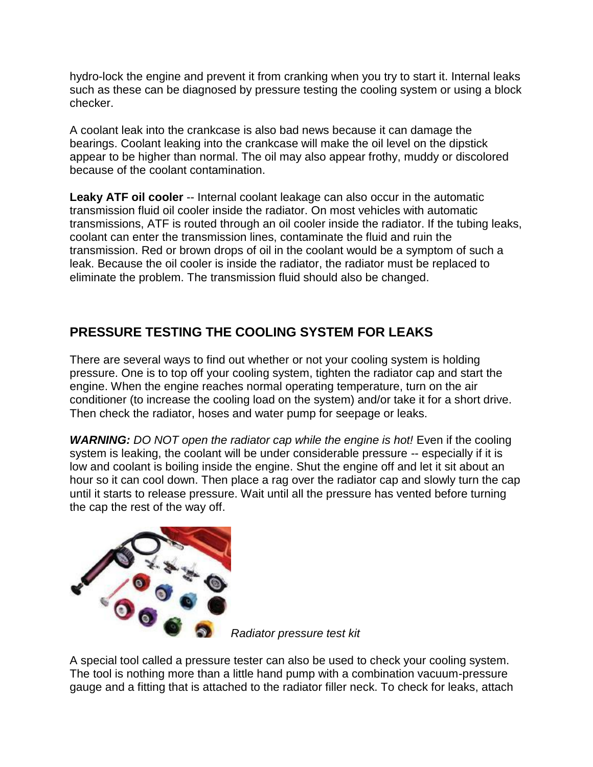hydro-lock the engine and prevent it from cranking when you try to start it. Internal leaks such as these can be diagnosed by pressure testing the cooling system or using a block checker.

A coolant leak into the crankcase is also bad news because it can damage the bearings. Coolant leaking into the crankcase will make the oil level on the dipstick appear to be higher than normal. The oil may also appear frothy, muddy or discolored because of the coolant contamination.

**Leaky ATF oil cooler** -- Internal coolant leakage can also occur in the automatic transmission fluid oil cooler inside the radiator. On most vehicles with automatic transmissions, ATF is routed through an oil cooler inside the radiator. If the tubing leaks, coolant can enter the transmission lines, contaminate the fluid and ruin the transmission. Red or brown drops of oil in the coolant would be a symptom of such a leak. Because the oil cooler is inside the radiator, the radiator must be replaced to eliminate the problem. The transmission fluid should also be changed.

## PRESSURE TESTING THE COOLING SYSTEM FOR LEAKS

There are several ways to find out whether or not your cooling system is holding pressure. One is to top off your cooling system, tighten the radiator cap and start the engine. When the engine reaches normal operating temperature, turn on the air conditioner (to increase the cooling load on the system) and/or take it for a short drive. Then check the radiator, hoses and water pump for seepage or leaks.

***WARNING:*** *DO NOT open the radiator cap while the engine is hot!* Even if the cooling system is leaking, the coolant will be under considerable pressure -- especially if it is low and coolant is boiling inside the engine. Shut the engine off and let it sit about an hour so it can cool down. Then place a rag over the radiator cap and slowly turn the cap until it starts to release pressure. Wait until all the pressure has vented before turning the cap the rest of the way off.

*Radiator pressure test kit*

A special tool called a pressure tester can also be used to check your cooling system. The tool is nothing more than a little hand pump with a combination vacuum-pressure gauge and a fitting that is attached to the radiator filler neck. To check for leaks, attach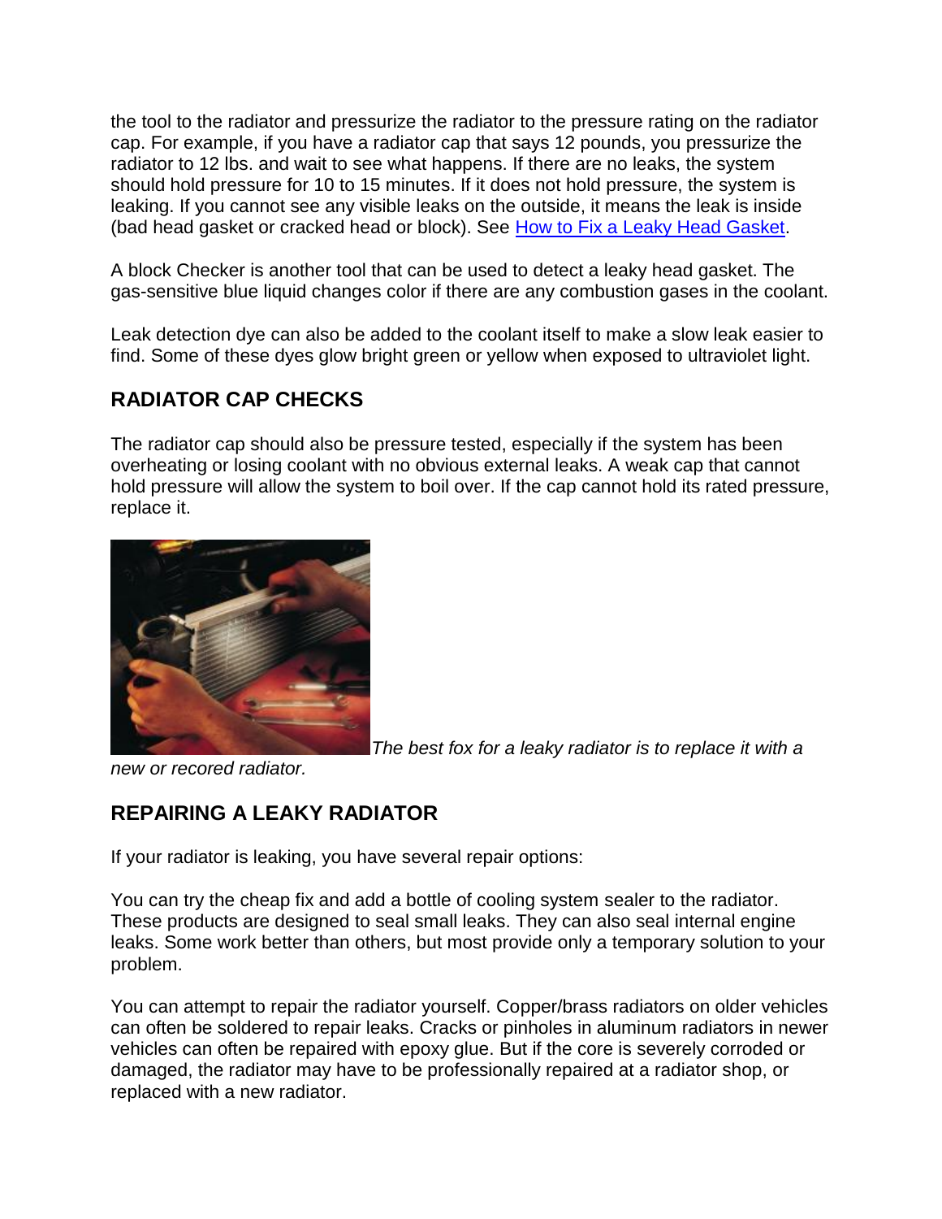the tool to the radiator and pressurize the radiator to the pressure rating on the radiator cap. For example, if you have a radiator cap that says 12 pounds, you pressurize the radiator to 12 lbs. and wait to see what happens. If there are no leaks, the system should hold pressure for 10 to 15 minutes. If it does not hold pressure, the system is leaking. If you cannot see any visible leaks on the outside, it means the leak is inside (bad head gasket or cracked head or block). See [How to Fix a Leaky Head Gasket](#).

A block Checker is another tool that can be used to detect a leaky head gasket. The gas-sensitive blue liquid changes color if there are any combustion gases in the coolant.

Leak detection dye can also be added to the coolant itself to make a slow leak easier to find. Some of these dyes glow bright green or yellow when exposed to ultraviolet light.

## RADIATOR CAP CHECKS

The radiator cap should also be pressure tested, especially if the system has been overheating or losing coolant with no obvious external leaks. A weak cap that cannot hold pressure will allow the system to boil over. If the cap cannot hold its rated pressure, replace it.

*The best fox for a leaky radiator is to replace it with a new or recored radiator.*

## REPAIRING A LEAKY RADIATOR

If your radiator is leaking, you have several repair options:

You can try the cheap fix and add a bottle of cooling system sealer to the radiator. These products are designed to seal small leaks. They can also seal internal engine leaks. Some work better than others, but most provide only a temporary solution to your problem.

You can attempt to repair the radiator yourself. Copper/brass radiators on older vehicles can often be soldered to repair leaks. Cracks or pinholes in aluminum radiators in newer vehicles can often be repaired with epoxy glue. But if the core is severely corroded or damaged, the radiator may have to be professionally repaired at a radiator shop, or replaced with a new radiator.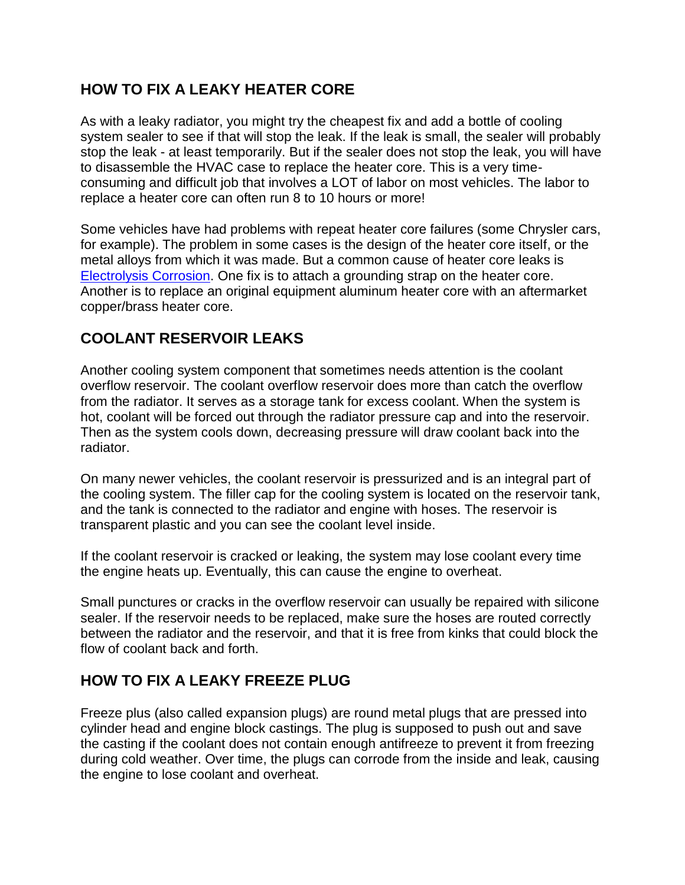## HOW TO FIX A LEAKY HEATER CORE

As with a leaky radiator, you might try the cheapest fix and add a bottle of cooling system sealer to see if that will stop the leak. If the leak is small, the sealer will probably stop the leak - at least temporarily. But if the sealer does not stop the leak, you will have to disassemble the HVAC case to replace the heater core. This is a very time-consuming and difficult job that involves a LOT of labor on most vehicles. The labor to replace a heater core can often run 8 to 10 hours or more!

Some vehicles have had problems with repeat heater core failures (some Chrysler cars, for example). The problem in some cases is the design of the heater core itself, or the metal alloys from which it was made. But a common cause of heater core leaks is Electrolysis Corrosion. One fix is to attach a grounding strap on the heater core. Another is to replace an original equipment aluminum heater core with an aftermarket copper/brass heater core.

## COOLANT RESERVOIR LEAKS

Another cooling system component that sometimes needs attention is the coolant overflow reservoir. The coolant overflow reservoir does more than catch the overflow from the radiator. It serves as a storage tank for excess coolant. When the system is hot, coolant will be forced out through the radiator pressure cap and into the reservoir. Then as the system cools down, decreasing pressure will draw coolant back into the radiator.

On many newer vehicles, the coolant reservoir is pressurized and is an integral part of the cooling system. The filler cap for the cooling system is located on the reservoir tank, and the tank is connected to the radiator and engine with hoses. The reservoir is transparent plastic and you can see the coolant level inside.

If the coolant reservoir is cracked or leaking, the system may lose coolant every time the engine heats up. Eventually, this can cause the engine to overheat.

Small punctures or cracks in the overflow reservoir can usually be repaired with silicone sealer. If the reservoir needs to be replaced, make sure the hoses are routed correctly between the radiator and the reservoir, and that it is free from kinks that could block the flow of coolant back and forth.

## HOW TO FIX A LEAKY FREEZE PLUG

Freeze plus (also called expansion plugs) are round metal plugs that are pressed into cylinder head and engine block castings. The plug is supposed to push out and save the casting if the coolant does not contain enough antifreeze to prevent it from freezing during cold weather. Over time, the plugs can corrode from the inside and leak, causing the engine to lose coolant and overheat.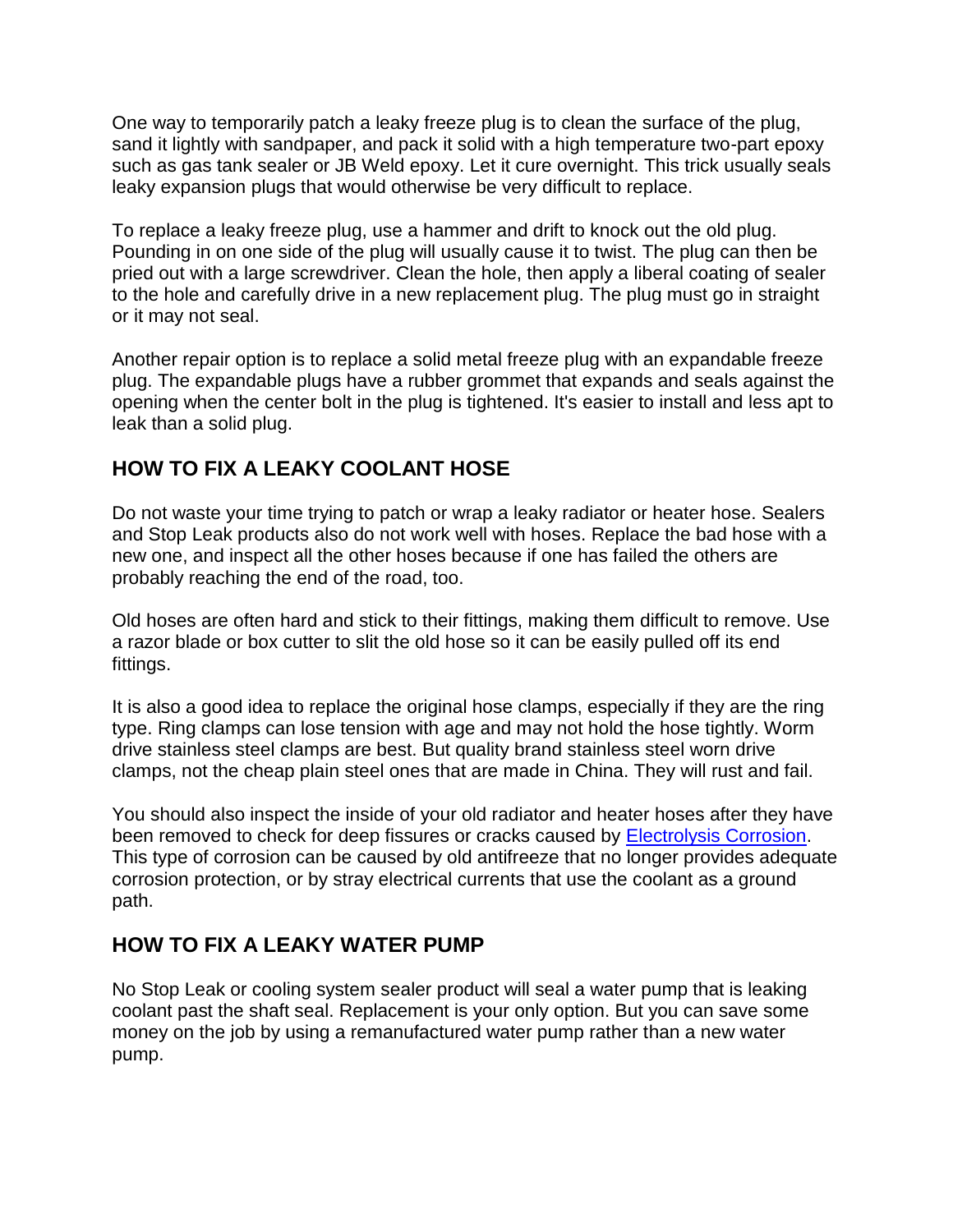One way to temporarily patch a leaky freeze plug is to clean the surface of the plug, sand it lightly with sandpaper, and pack it solid with a high temperature two-part epoxy such as gas tank sealer or JB Weld epoxy. Let it cure overnight. This trick usually seals leaky expansion plugs that would otherwise be very difficult to replace.

To replace a leaky freeze plug, use a hammer and drift to knock out the old plug. Pounding in on one side of the plug will usually cause it to twist. The plug can then be pried out with a large screwdriver. Clean the hole, then apply a liberal coating of sealer to the hole and carefully drive in a new replacement plug. The plug must go in straight or it may not seal.

Another repair option is to replace a solid metal freeze plug with an expandable freeze plug. The expandable plugs have a rubber grommet that expands and seals against the opening when the center bolt in the plug is tightened. It's easier to install and less apt to leak than a solid plug.

## HOW TO FIX A LEAKY COOLANT HOSE

Do not waste your time trying to patch or wrap a leaky radiator or heater hose. Sealers and Stop Leak products also do not work well with hoses. Replace the bad hose with a new one, and inspect all the other hoses because if one has failed the others are probably reaching the end of the road, too.

Old hoses are often hard and stick to their fittings, making them difficult to remove. Use a razor blade or box cutter to slit the old hose so it can be easily pulled off its end fittings.

It is also a good idea to replace the original hose clamps, especially if they are the ring type. Ring clamps can lose tension with age and may not hold the hose tightly. Worm drive stainless steel clamps are best. But quality brand stainless steel worn drive clamps, not the cheap plain steel ones that are made in China. They will rust and fail.

You should also inspect the inside of your old radiator and heater hoses after they have been removed to check for deep fissures or cracks caused by [Electrolysis Corrosion](). This type of corrosion can be caused by old antifreeze that no longer provides adequate corrosion protection, or by stray electrical currents that use the coolant as a ground path.

## HOW TO FIX A LEAKY WATER PUMP

No Stop Leak or cooling system sealer product will seal a water pump that is leaking coolant past the shaft seal. Replacement is your only option. But you can save some money on the job by using a remanufactured water pump rather than a new water pump.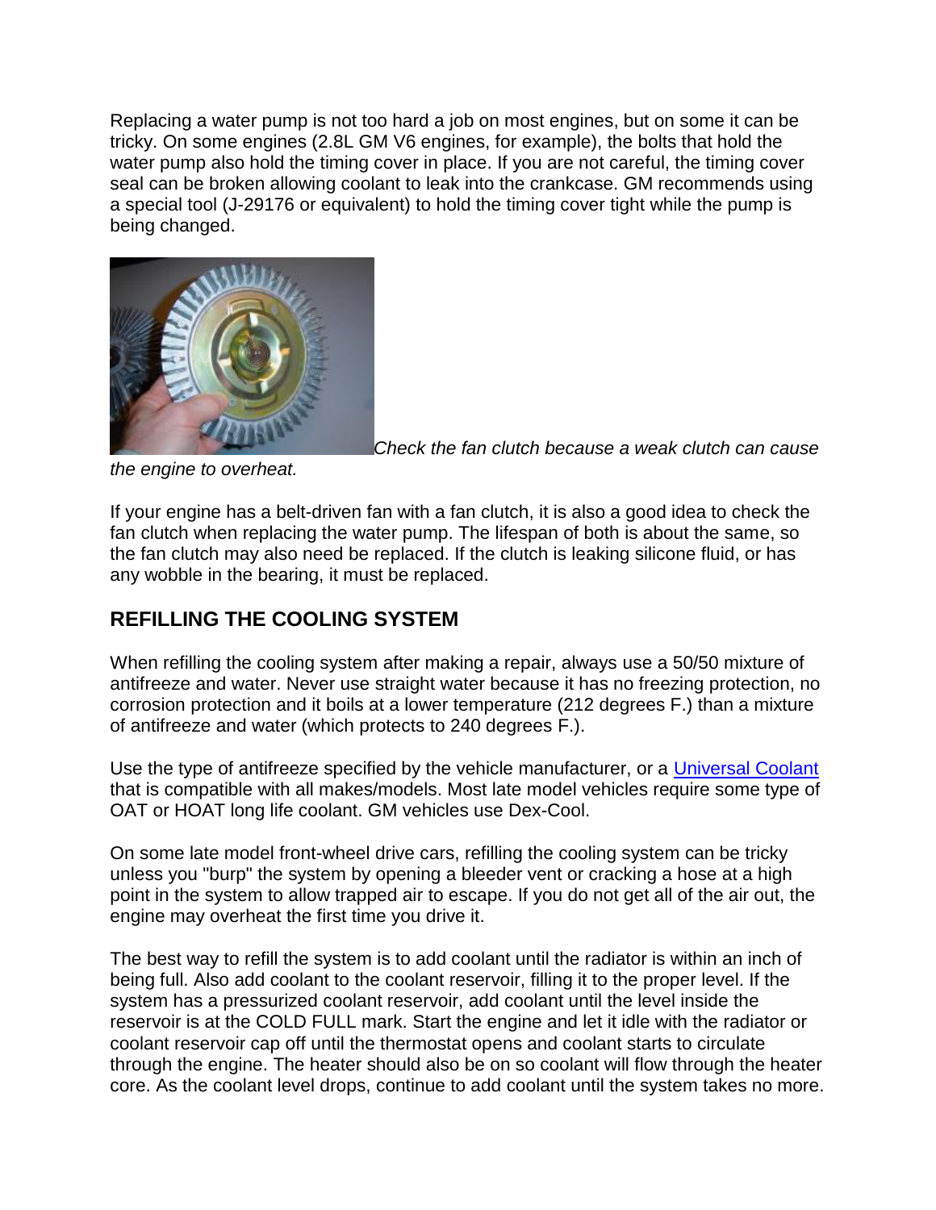Replacing a water pump is not too hard a job on most engines, but on some it can be tricky. On some engines (2.8L GM V6 engines, for example), the bolts that hold the water pump also hold the timing cover in place. If you are not careful, the timing cover seal can be broken allowing coolant to leak into the crankcase. GM recommends using a special tool (J-29176 or equivalent) to hold the timing cover tight while the pump is being changed.

*Check the fan clutch because a weak clutch can cause the engine to overheat.*

If your engine has a belt-driven fan with a fan clutch, it is also a good idea to check the fan clutch when replacing the water pump. The lifespan of both is about the same, so the fan clutch may also need be replaced. If the clutch is leaking silicone fluid, or has any wobble in the bearing, it must be replaced.

## REFILLING THE COOLING SYSTEM

When refilling the cooling system after making a repair, always use a 50/50 mixture of antifreeze and water. Never use straight water because it has no freezing protection, no corrosion protection and it boils at a lower temperature (212 degrees F.) than a mixture of antifreeze and water (which protects to 240 degrees F.).

Use the type of antifreeze specified by the vehicle manufacturer, or a Universal Coolant that is compatible with all makes/models. Most late model vehicles require some type of OAT or HOAT long life coolant. GM vehicles use Dex-Cool.

On some late model front-wheel drive cars, refilling the cooling system can be tricky unless you "burp" the system by opening a bleeder vent or cracking a hose at a high point in the system to allow trapped air to escape. If you do not get all of the air out, the engine may overheat the first time you drive it.

The best way to refill the system is to add coolant until the radiator is within an inch of being full. Also add coolant to the coolant reservoir, filling it to the proper level. If the system has a pressurized coolant reservoir, add coolant until the level inside the reservoir is at the COLD FULL mark. Start the engine and let it idle with the radiator or coolant reservoir cap off until the thermostat opens and coolant starts to circulate through the engine. The heater should also be on so coolant will flow through the heater core. As the coolant level drops, continue to add coolant until the system takes no more.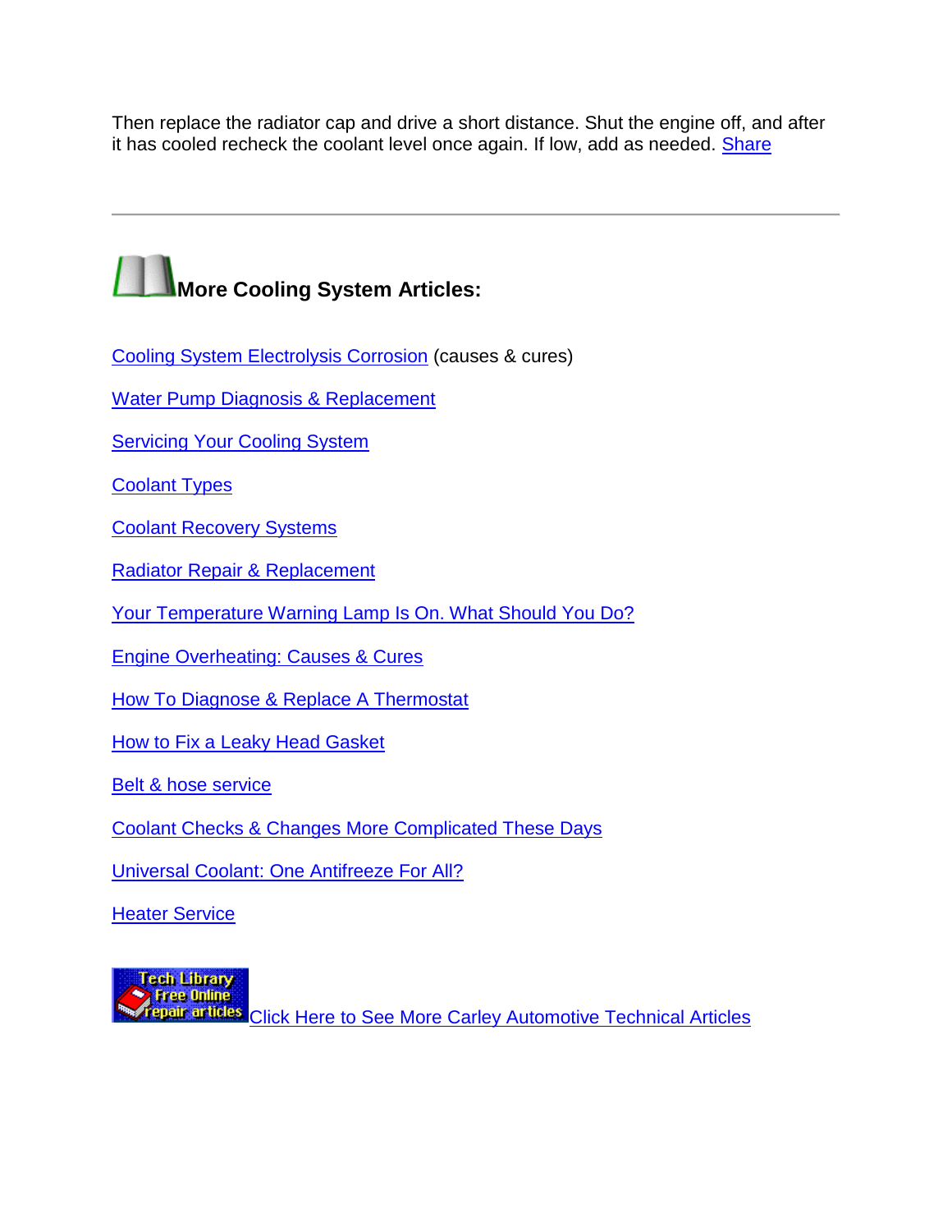Then replace the radiator cap and drive a short distance. Shut the engine off, and after it has cooled recheck the coolant level once again. If low, add as needed. Share

---

## More Cooling System Articles:

Cooling System Electrolysis Corrosion (causes & cures)

Water Pump Diagnosis & Replacement

Servicing Your Cooling System

Coolant Types

Coolant Recovery Systems

Radiator Repair & Replacement

Your Temperature Warning Lamp Is On. What Should You Do?

Engine Overheating: Causes & Cures

How To Diagnose & Replace A Thermostat

How to Fix a Leaky Head Gasket

Belt & hose service

Coolant Checks & Changes More Complicated These Days

Universal Coolant: One Antifreeze For All?

Heater Service

Click Here to See More Carley Automotive Technical Articles